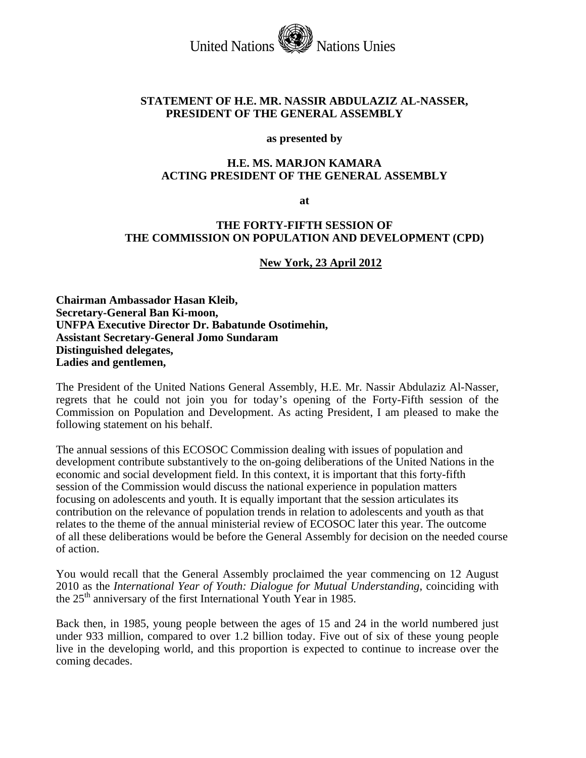United Nations Nations Unies

**STATEMENT OF H.E. MR. NASSIR ABDULAZIZ AL-NASSER, PRESIDENT OF THE GENERAL ASSEMBLY**

**as presented by**

**H.E. MS. MARJON KAMARA ACTING PRESIDENT OF THE GENERAL ASSEMBLY**

**at**

**THE FORTY-FIFTH SESSION OF THE COMMISSION ON POPULATION AND DEVELOPMENT (CPD)**

**New York, 23 April 2012**

**Chairman Ambassador Hasan Kleib,**
**Secretary-General Ban Ki-moon,**
**UNFPA Executive Director Dr. Babatunde Osotimehin,**
**Assistant Secretary-General Jomo Sundaram**
**Distinguished delegates,**
**Ladies and gentlemen,**

The President of the United Nations General Assembly, H.E. Mr. Nassir Abdulaziz Al-Nasser, regrets that he could not join you for today's opening of the Forty-Fifth session of the Commission on Population and Development. As acting President, I am pleased to make the following statement on his behalf.

The annual sessions of this ECOSOC Commission dealing with issues of population and development contribute substantively to the on-going deliberations of the United Nations in the economic and social development field. In this context, it is important that this forty-fifth session of the Commission would discuss the national experience in population matters focusing on adolescents and youth. It is equally important that the session articulates its contribution on the relevance of population trends in relation to adolescents and youth as that relates to the theme of the annual ministerial review of ECOSOC later this year. The outcome of all these deliberations would be before the General Assembly for decision on the needed course of action.

You would recall that the General Assembly proclaimed the year commencing on 12 August 2010 as the *International Year of Youth: Dialogue for Mutual Understanding*, coinciding with the 25th anniversary of the first International Youth Year in 1985.

Back then, in 1985, young people between the ages of 15 and 24 in the world numbered just under 933 million, compared to over 1.2 billion today. Five out of six of these young people live in the developing world, and this proportion is expected to continue to increase over the coming decades.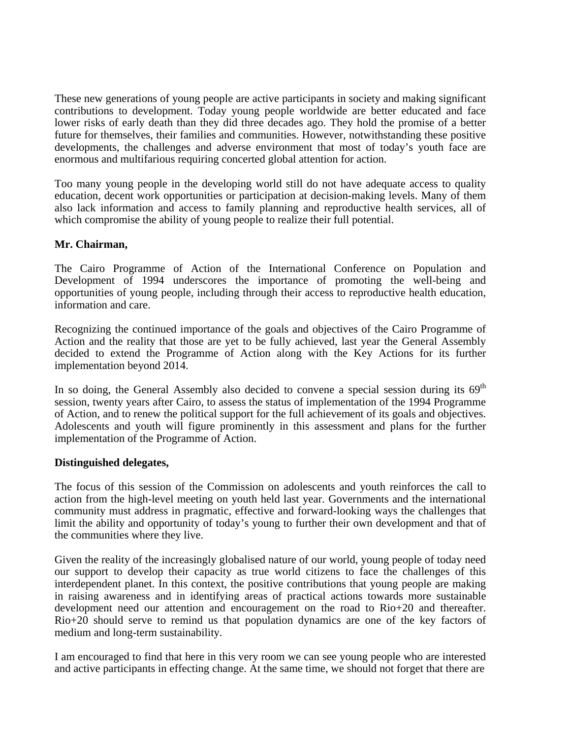These new generations of young people are active participants in society and making significant contributions to development. Today young people worldwide are better educated and face lower risks of early death than they did three decades ago. They hold the promise of a better future for themselves, their families and communities. However, notwithstanding these positive developments, the challenges and adverse environment that most of today's youth face are enormous and multifarious requiring concerted global attention for action.

Too many young people in the developing world still do not have adequate access to quality education, decent work opportunities or participation at decision-making levels. Many of them also lack information and access to family planning and reproductive health services, all of which compromise the ability of young people to realize their full potential.

**Mr. Chairman,**

The Cairo Programme of Action of the International Conference on Population and Development of 1994 underscores the importance of promoting the well-being and opportunities of young people, including through their access to reproductive health education, information and care.

Recognizing the continued importance of the goals and objectives of the Cairo Programme of Action and the reality that those are yet to be fully achieved, last year the General Assembly decided to extend the Programme of Action along with the Key Actions for its further implementation beyond 2014.

In so doing, the General Assembly also decided to convene a special session during its 69th session, twenty years after Cairo, to assess the status of implementation of the 1994 Programme of Action, and to renew the political support for the full achievement of its goals and objectives. Adolescents and youth will figure prominently in this assessment and plans for the further implementation of the Programme of Action.

**Distinguished delegates,**

The focus of this session of the Commission on adolescents and youth reinforces the call to action from the high-level meeting on youth held last year. Governments and the international community must address in pragmatic, effective and forward-looking ways the challenges that limit the ability and opportunity of today's young to further their own development and that of the communities where they live.

Given the reality of the increasingly globalised nature of our world, young people of today need our support to develop their capacity as true world citizens to face the challenges of this interdependent planet. In this context, the positive contributions that young people are making in raising awareness and in identifying areas of practical actions towards more sustainable development need our attention and encouragement on the road to Rio+20 and thereafter. Rio+20 should serve to remind us that population dynamics are one of the key factors of medium and long-term sustainability.

I am encouraged to find that here in this very room we can see young people who are interested and active participants in effecting change. At the same time, we should not forget that there are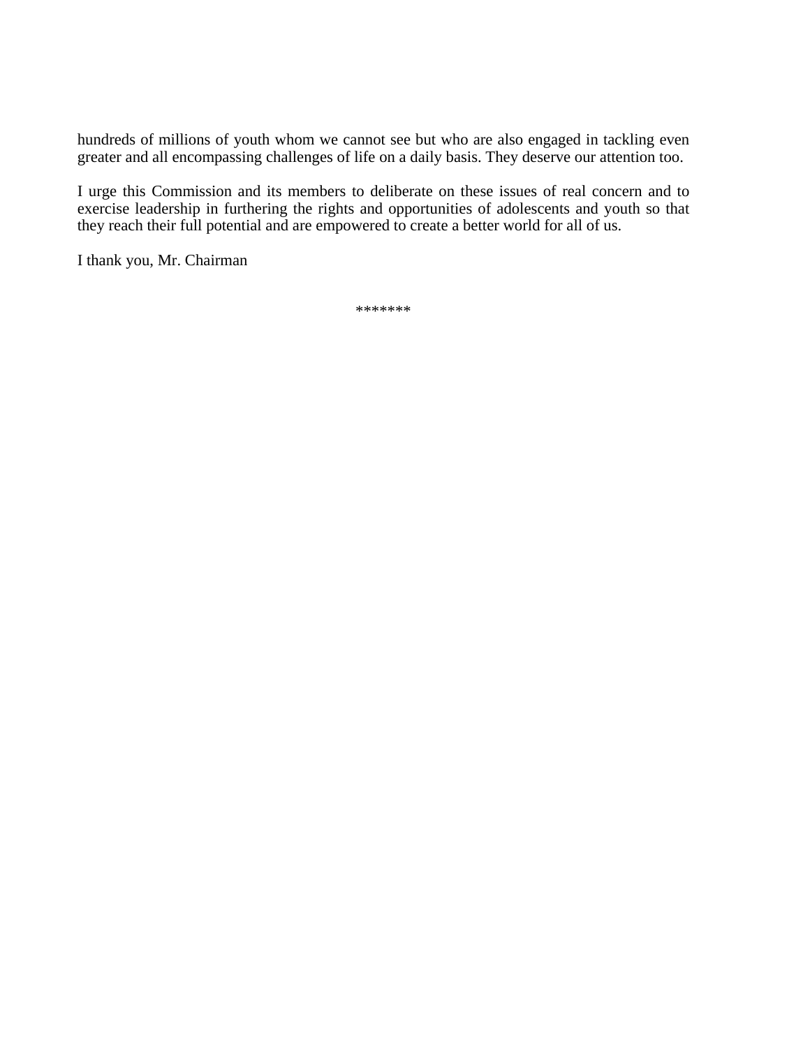hundreds of millions of youth whom we cannot see but who are also engaged in tackling even greater and all encompassing challenges of life on a daily basis. They deserve our attention too.

I urge this Commission and its members to deliberate on these issues of real concern and to exercise leadership in furthering the rights and opportunities of adolescents and youth so that they reach their full potential and are empowered to create a better world for all of us.

I thank you, Mr. Chairman

*******